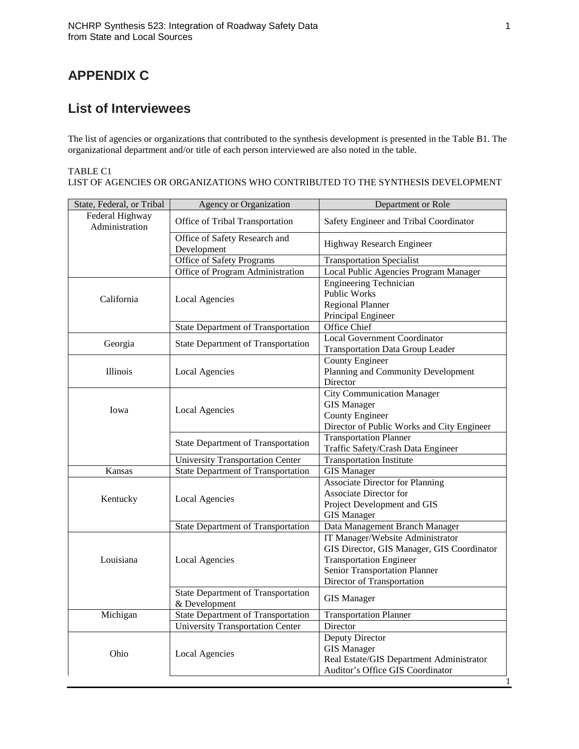# APPENDIX C

## List of Interviewees

The list of agencies or organizations that contributed to the synthesis development is presented in the Table B1. The organizational department and/or title of each person interviewed are also noted in the table.

TABLE C1
LIST OF AGENCIES OR ORGANIZATIONS WHO CONTRIBUTED TO THE SYNTHESIS DEVELOPMENT

| State, Federal, or Tribal | Agency or Organization | Department or Role |
|---|---|---|
| Federal Highway Administration | Office of Tribal Transportation | Safety Engineer and Tribal Coordinator |
| | Office of Safety Research and Development | Highway Research Engineer |
| | Office of Safety Programs | Transportation Specialist |
| | Office of Program Administration | Local Public Agencies Program Manager |
| California | Local Agencies | Engineering Technician<br>Public Works<br>Regional Planner<br>Principal Engineer |
| | State Department of Transportation | Office Chief |
| Georgia | State Department of Transportation | Local Government Coordinator<br>Transportation Data Group Leader |
| Illinois | Local Agencies | County Engineer<br>Planning and Community Development Director |
| Iowa | Local Agencies | City Communication Manager<br>GIS Manager<br>County Engineer<br>Director of Public Works and City Engineer |
| | State Department of Transportation | Transportation Planner<br>Traffic Safety/Crash Data Engineer |
| | University Transportation Center | Transportation Institute |
| Kansas | State Department of Transportation | GIS Manager |
| Kentucky | Local Agencies | Associate Director for Planning<br>Associate Director for Project Development and GIS<br>GIS Manager |
| | State Department of Transportation | Data Management Branch Manager |
| Louisiana | Local Agencies | IT Manager/Website Administrator<br>GIS Director, GIS Manager, GIS Coordinator<br>Transportation Engineer<br>Senior Transportation Planner<br>Director of Transportation |
| | State Department of Transportation & Development | GIS Manager |
| Michigan | State Department of Transportation | Transportation Planner |
| | University Transportation Center | Director |
| Ohio | Local Agencies | Deputy Director<br>GIS Manager<br>Real Estate/GIS Department Administrator<br>Auditor's Office GIS Coordinator |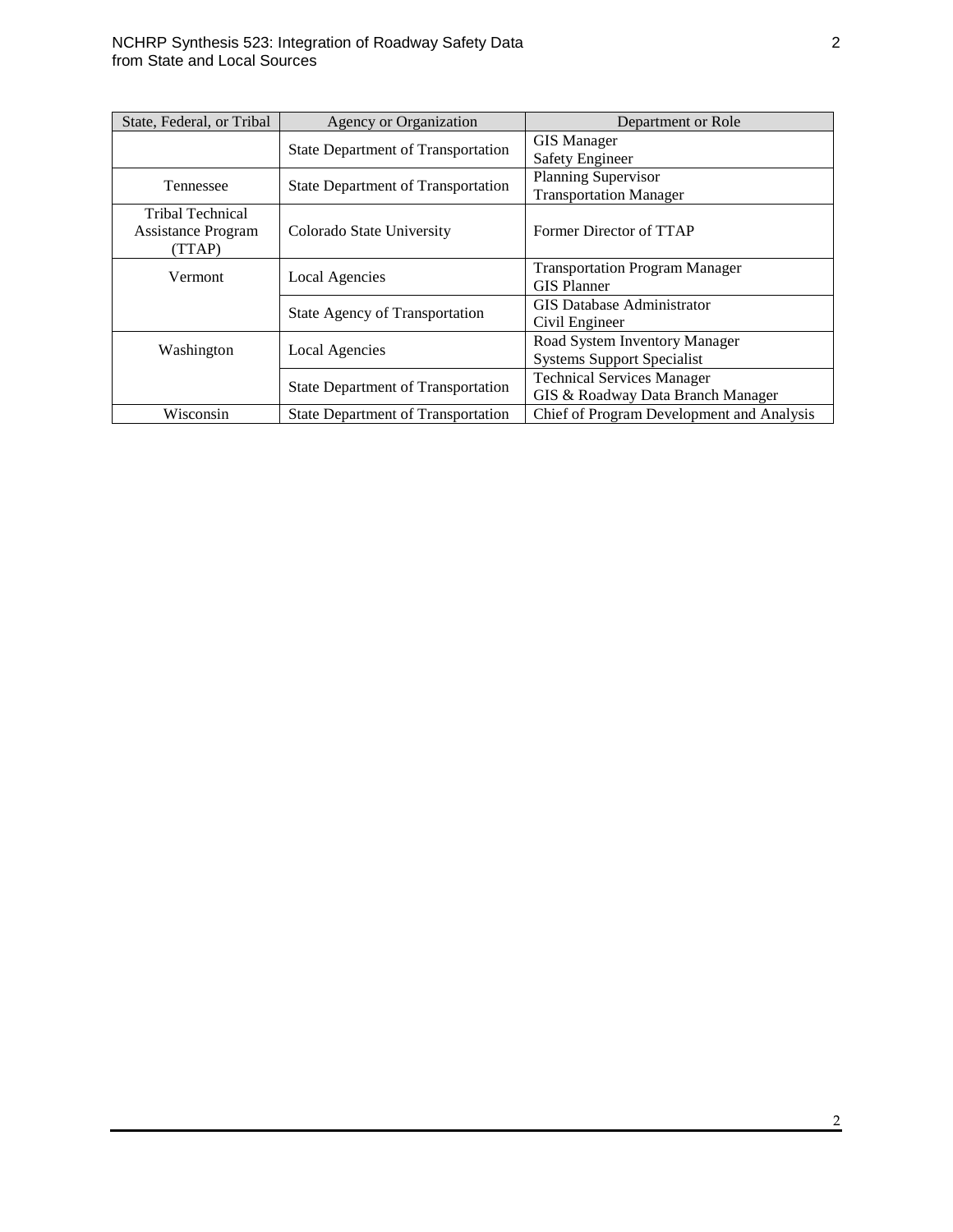| State, Federal, or Tribal | Agency or Organization | Department or Role |
| --- | --- | --- |
| | State Department of Transportation | GIS Manager<br>Safety Engineer |
| Tennessee | State Department of Transportation | Planning Supervisor<br>Transportation Manager |
| Tribal Technical Assistance Program (TTAP) | Colorado State University | Former Director of TTAP |
| Vermont | Local Agencies | Transportation Program Manager<br>GIS Planner |
| | State Agency of Transportation | GIS Database Administrator<br>Civil Engineer |
| Washington | Local Agencies | Road System Inventory Manager<br>Systems Support Specialist |
| | State Department of Transportation | Technical Services Manager<br>GIS & Roadway Data Branch Manager |
| Wisconsin | State Department of Transportation | Chief of Program Development and Analysis |